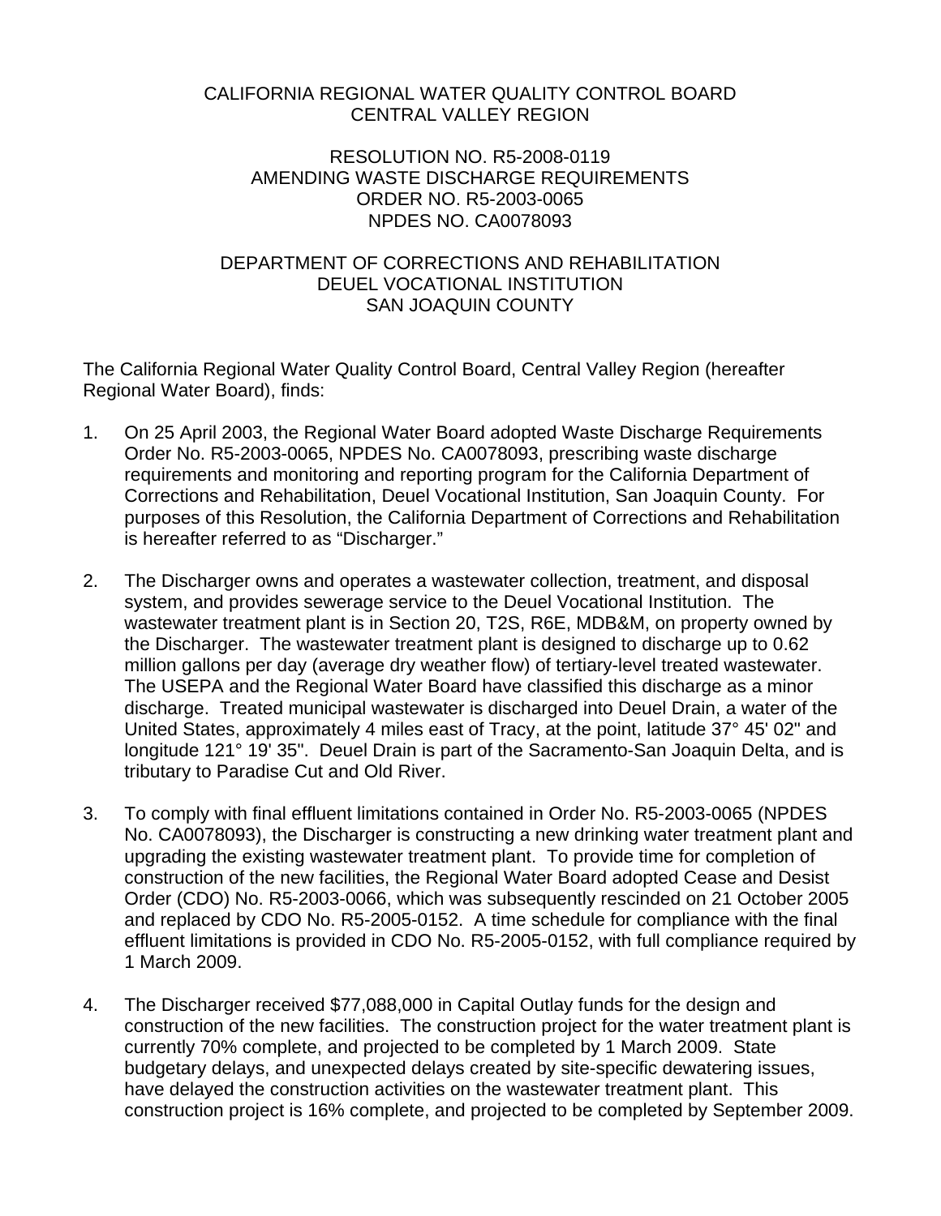CALIFORNIA REGIONAL WATER QUALITY CONTROL BOARD
CENTRAL VALLEY REGION

RESOLUTION NO. R5-2008-0119
AMENDING WASTE DISCHARGE REQUIREMENTS
ORDER NO. R5-2003-0065
NPDES NO. CA0078093

DEPARTMENT OF CORRECTIONS AND REHABILITATION
DEUEL VOCATIONAL INSTITUTION
SAN JOAQUIN COUNTY

The California Regional Water Quality Control Board, Central Valley Region (hereafter Regional Water Board), finds:

1. On 25 April 2003, the Regional Water Board adopted Waste Discharge Requirements Order No. R5-2003-0065, NPDES No. CA0078093, prescribing waste discharge requirements and monitoring and reporting program for the California Department of Corrections and Rehabilitation, Deuel Vocational Institution, San Joaquin County. For purposes of this Resolution, the California Department of Corrections and Rehabilitation is hereafter referred to as "Discharger."

2. The Discharger owns and operates a wastewater collection, treatment, and disposal system, and provides sewerage service to the Deuel Vocational Institution. The wastewater treatment plant is in Section 20, T2S, R6E, MDB&M, on property owned by the Discharger. The wastewater treatment plant is designed to discharge up to 0.62 million gallons per day (average dry weather flow) of tertiary-level treated wastewater. The USEPA and the Regional Water Board have classified this discharge as a minor discharge. Treated municipal wastewater is discharged into Deuel Drain, a water of the United States, approximately 4 miles east of Tracy, at the point, latitude 37° 45' 02" and longitude 121° 19' 35". Deuel Drain is part of the Sacramento-San Joaquin Delta, and is tributary to Paradise Cut and Old River.

3. To comply with final effluent limitations contained in Order No. R5-2003-0065 (NPDES No. CA0078093), the Discharger is constructing a new drinking water treatment plant and upgrading the existing wastewater treatment plant. To provide time for completion of construction of the new facilities, the Regional Water Board adopted Cease and Desist Order (CDO) No. R5-2003-0066, which was subsequently rescinded on 21 October 2005 and replaced by CDO No. R5-2005-0152. A time schedule for compliance with the final effluent limitations is provided in CDO No. R5-2005-0152, with full compliance required by 1 March 2009.

4. The Discharger received $77,088,000 in Capital Outlay funds for the design and construction of the new facilities. The construction project for the water treatment plant is currently 70% complete, and projected to be completed by 1 March 2009. State budgetary delays, and unexpected delays created by site-specific dewatering issues, have delayed the construction activities on the wastewater treatment plant. This construction project is 16% complete, and projected to be completed by September 2009.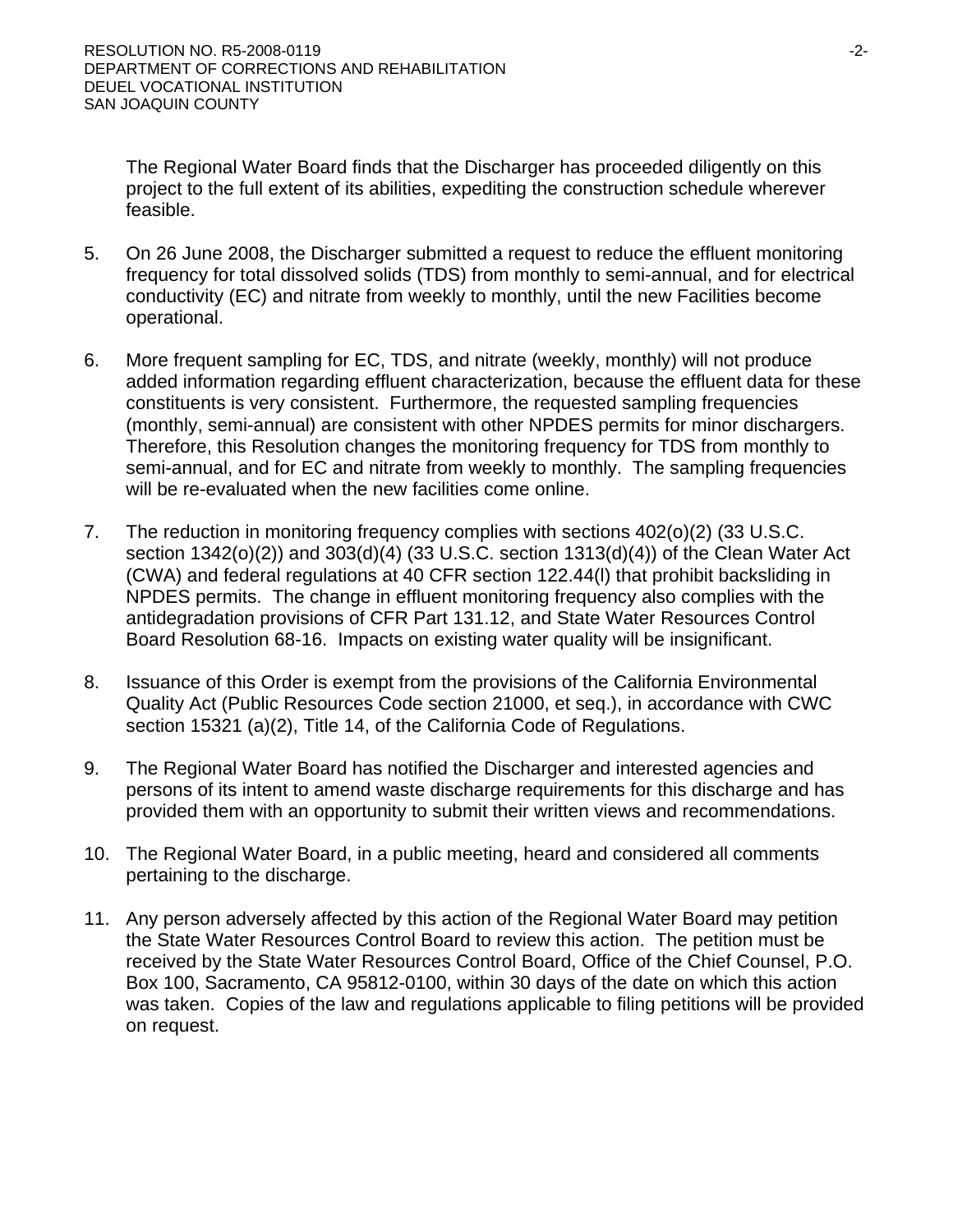The Regional Water Board finds that the Discharger has proceeded diligently on this project to the full extent of its abilities, expediting the construction schedule wherever feasible.

5. On 26 June 2008, the Discharger submitted a request to reduce the effluent monitoring frequency for total dissolved solids (TDS) from monthly to semi-annual, and for electrical conductivity (EC) and nitrate from weekly to monthly, until the new Facilities become operational.

6. More frequent sampling for EC, TDS, and nitrate (weekly, monthly) will not produce added information regarding effluent characterization, because the effluent data for these constituents is very consistent. Furthermore, the requested sampling frequencies (monthly, semi-annual) are consistent with other NPDES permits for minor dischargers. Therefore, this Resolution changes the monitoring frequency for TDS from monthly to semi-annual, and for EC and nitrate from weekly to monthly. The sampling frequencies will be re-evaluated when the new facilities come online.

7. The reduction in monitoring frequency complies with sections 402(o)(2) (33 U.S.C. section 1342(o)(2)) and 303(d)(4) (33 U.S.C. section 1313(d)(4)) of the Clean Water Act (CWA) and federal regulations at 40 CFR section 122.44(l) that prohibit backsliding in NPDES permits. The change in effluent monitoring frequency also complies with the antidegradation provisions of CFR Part 131.12, and State Water Resources Control Board Resolution 68-16. Impacts on existing water quality will be insignificant.

8. Issuance of this Order is exempt from the provisions of the California Environmental Quality Act (Public Resources Code section 21000, et seq.), in accordance with CWC section 15321 (a)(2), Title 14, of the California Code of Regulations.

9. The Regional Water Board has notified the Discharger and interested agencies and persons of its intent to amend waste discharge requirements for this discharge and has provided them with an opportunity to submit their written views and recommendations.

10. The Regional Water Board, in a public meeting, heard and considered all comments pertaining to the discharge.

11. Any person adversely affected by this action of the Regional Water Board may petition the State Water Resources Control Board to review this action. The petition must be received by the State Water Resources Control Board, Office of the Chief Counsel, P.O. Box 100, Sacramento, CA 95812-0100, within 30 days of the date on which this action was taken. Copies of the law and regulations applicable to filing petitions will be provided on request.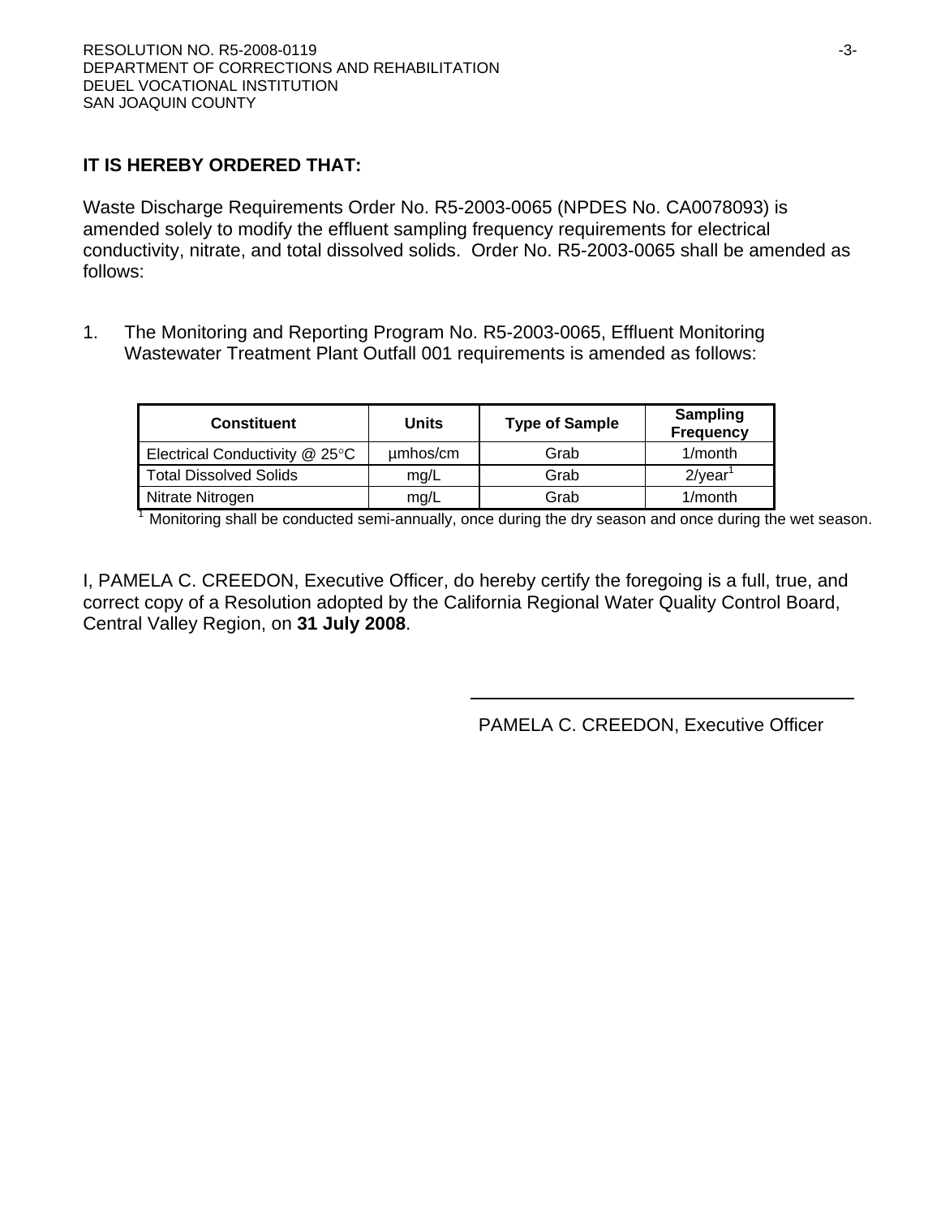**IT IS HEREBY ORDERED THAT:**

Waste Discharge Requirements Order No. R5-2003-0065 (NPDES No. CA0078093) is amended solely to modify the effluent sampling frequency requirements for electrical conductivity, nitrate, and total dissolved solids. Order No. R5-2003-0065 shall be amended as follows:

1. The Monitoring and Reporting Program No. R5-2003-0065, Effluent Monitoring Wastewater Treatment Plant Outfall 001 requirements is amended as follows:

| Constituent | Units | Type of Sample | Sampling Frequency |
|---|---|---|---|
| Electrical Conductivity @ 25°C | µmhos/cm | Grab | 1/month |
| Total Dissolved Solids | mg/L | Grab | 2/year[1] |
| Nitrate Nitrogen | mg/L | Grab | 1/month |

[1] Monitoring shall be conducted semi-annually, once during the dry season and once during the wet season.

I, PAMELA C. CREEDON, Executive Officer, do hereby certify the foregoing is a full, true, and correct copy of a Resolution adopted by the California Regional Water Quality Control Board, Central Valley Region, on **31 July 2008**.

PAMELA C. CREEDON, Executive Officer